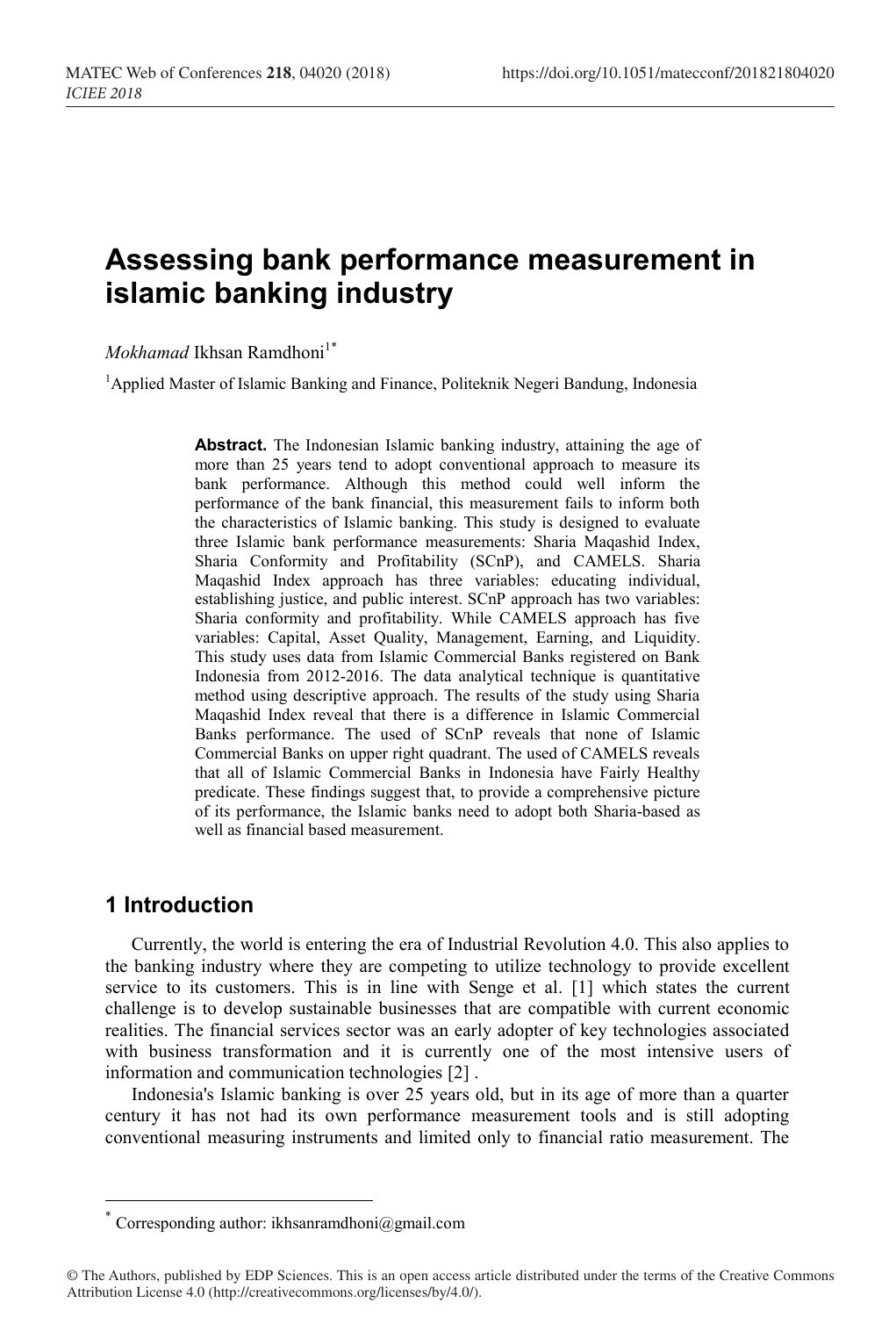# Assessing bank performance measurement in islamic banking industry

*Mokhamad* Ikhsan Ramdhoni[1*]

[1]Applied Master of Islamic Banking and Finance, Politeknik Negeri Bandung, Indonesia

**Abstract.** The Indonesian Islamic banking industry, attaining the age of more than 25 years tend to adopt conventional approach to measure its bank performance. Although this method could well inform the performance of the bank financial, this measurement fails to inform both the characteristics of Islamic banking. This study is designed to evaluate three Islamic bank performance measurements: Sharia Maqashid Index, Sharia Conformity and Profitability (SCnP), and CAMELS. Sharia Maqashid Index approach has three variables: educating individual, establishing justice, and public interest. SCnP approach has two variables: Sharia conformity and profitability. While CAMELS approach has five variables: Capital, Asset Quality, Management, Earning, and Liquidity. This study uses data from Islamic Commercial Banks registered on Bank Indonesia from 2012-2016. The data analytical technique is quantitative method using descriptive approach. The results of the study using Sharia Maqashid Index reveal that there is a difference in Islamic Commercial Banks performance. The used of SCnP reveals that none of Islamic Commercial Banks on upper right quadrant. The used of CAMELS reveals that all of Islamic Commercial Banks in Indonesia have Fairly Healthy predicate. These findings suggest that, to provide a comprehensive picture of its performance, the Islamic banks need to adopt both Sharia-based as well as financial based measurement.

## 1 Introduction

Currently, the world is entering the era of Industrial Revolution 4.0. This also applies to the banking industry where they are competing to utilize technology to provide excellent service to its customers. This is in line with Senge et al. [1] which states the current challenge is to develop sustainable businesses that are compatible with current economic realities. The financial services sector was an early adopter of key technologies associated with business transformation and it is currently one of the most intensive users of information and communication technologies [2] .

Indonesia's Islamic banking is over 25 years old, but in its age of more than a quarter century it has not had its own performance measurement tools and is still adopting conventional measuring instruments and limited only to financial ratio measurement. The

---

* Corresponding author: ikhsanramdhoni@gmail.com

© The Authors, published by EDP Sciences. This is an open access article distributed under the terms of the Creative Commons Attribution License 4.0 (http://creativecommons.org/licenses/by/4.0/).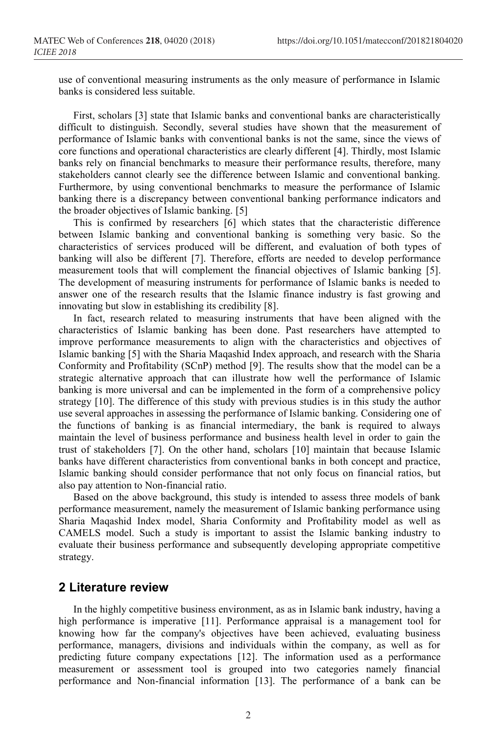use of conventional measuring instruments as the only measure of performance in Islamic banks is considered less suitable.

First, scholars [3] state that Islamic banks and conventional banks are characteristically difficult to distinguish. Secondly, several studies have shown that the measurement of performance of Islamic banks with conventional banks is not the same, since the views of core functions and operational characteristics are clearly different [4]. Thirdly, most Islamic banks rely on financial benchmarks to measure their performance results, therefore, many stakeholders cannot clearly see the difference between Islamic and conventional banking. Furthermore, by using conventional benchmarks to measure the performance of Islamic banking there is a discrepancy between conventional banking performance indicators and the broader objectives of Islamic banking. [5]

This is confirmed by researchers [6] which states that the characteristic difference between Islamic banking and conventional banking is something very basic. So the characteristics of services produced will be different, and evaluation of both types of banking will also be different [7]. Therefore, efforts are needed to develop performance measurement tools that will complement the financial objectives of Islamic banking [5]. The development of measuring instruments for performance of Islamic banks is needed to answer one of the research results that the Islamic finance industry is fast growing and innovating but slow in establishing its credibility [8].

In fact, research related to measuring instruments that have been aligned with the characteristics of Islamic banking has been done. Past researchers have attempted to improve performance measurements to align with the characteristics and objectives of Islamic banking [5] with the Sharia Maqashid Index approach, and research with the Sharia Conformity and Profitability (SCnP) method [9]. The results show that the model can be a strategic alternative approach that can illustrate how well the performance of Islamic banking is more universal and can be implemented in the form of a comprehensive policy strategy [10]. The difference of this study with previous studies is in this study the author use several approaches in assessing the performance of Islamic banking. Considering one of the functions of banking is as financial intermediary, the bank is required to always maintain the level of business performance and business health level in order to gain the trust of stakeholders [7]. On the other hand, scholars [10] maintain that because Islamic banks have different characteristics from conventional banks in both concept and practice, Islamic banking should consider performance that not only focus on financial ratios, but also pay attention to Non-financial ratio.

Based on the above background, this study is intended to assess three models of bank performance measurement, namely the measurement of Islamic banking performance using Sharia Maqashid Index model, Sharia Conformity and Profitability model as well as CAMELS model. Such a study is important to assist the Islamic banking industry to evaluate their business performance and subsequently developing appropriate competitive strategy.

## 2 Literature review

In the highly competitive business environment, as as in Islamic bank industry, having a high performance is imperative [11]. Performance appraisal is a management tool for knowing how far the company's objectives have been achieved, evaluating business performance, managers, divisions and individuals within the company, as well as for predicting future company expectations [12]. The information used as a performance measurement or assessment tool is grouped into two categories namely financial performance and Non-financial information [13]. The performance of a bank can be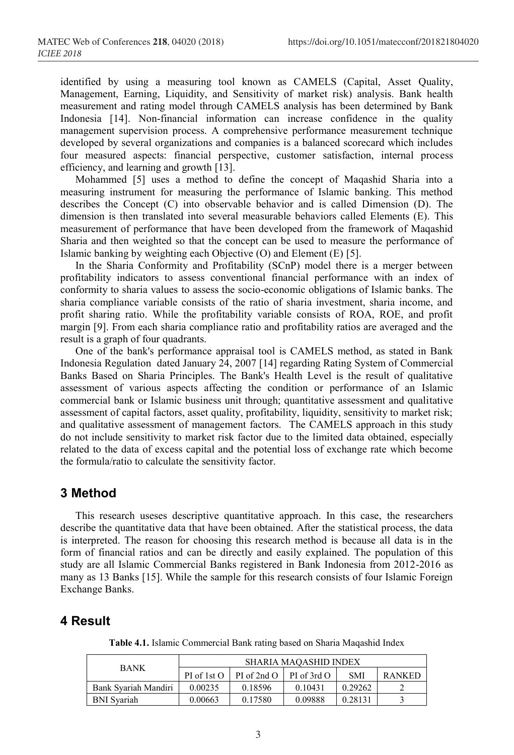identified by using a measuring tool known as CAMELS (Capital, Asset Quality, Management, Earning, Liquidity, and Sensitivity of market risk) analysis. Bank health measurement and rating model through CAMELS analysis has been determined by Bank Indonesia [14]. Non-financial information can increase confidence in the quality management supervision process. A comprehensive performance measurement technique developed by several organizations and companies is a balanced scorecard which includes four measured aspects: financial perspective, customer satisfaction, internal process efficiency, and learning and growth [13].

Mohammed [5] uses a method to define the concept of Maqashid Sharia into a measuring instrument for measuring the performance of Islamic banking. This method describes the Concept (C) into observable behavior and is called Dimension (D). The dimension is then translated into several measurable behaviors called Elements (E). This measurement of performance that have been developed from the framework of Maqashid Sharia and then weighted so that the concept can be used to measure the performance of Islamic banking by weighting each Objective (O) and Element (E) [5].

In the Sharia Conformity and Profitability (SCnP) model there is a merger between profitability indicators to assess conventional financial performance with an index of conformity to sharia values to assess the socio-economic obligations of Islamic banks. The sharia compliance variable consists of the ratio of sharia investment, sharia income, and profit sharing ratio. While the profitability variable consists of ROA, ROE, and profit margin [9]. From each sharia compliance ratio and profitability ratios are averaged and the result is a graph of four quadrants.

One of the bank's performance appraisal tool is CAMELS method, as stated in Bank Indonesia Regulation dated January 24, 2007 [14] regarding Rating System of Commercial Banks Based on Sharia Principles. The Bank's Health Level is the result of qualitative assessment of various aspects affecting the condition or performance of an Islamic commercial bank or Islamic business unit through; quantitative assessment and qualitative assessment of capital factors, asset quality, profitability, liquidity, sensitivity to market risk; and qualitative assessment of management factors. The CAMELS approach in this study do not include sensitivity to market risk factor due to the limited data obtained, especially related to the data of excess capital and the potential loss of exchange rate which become the formula/ratio to calculate the sensitivity factor.

## 3 Method

This research useses descriptive quantitative approach. In this case, the researchers describe the quantitative data that have been obtained. After the statistical process, the data is interpreted. The reason for choosing this research method is because all data is in the form of financial ratios and can be directly and easily explained. The population of this study are all Islamic Commercial Banks registered in Bank Indonesia from 2012-2016 as many as 13 Banks [15]. While the sample for this research consists of four Islamic Foreign Exchange Banks.

## 4 Result

**Table 4.1.** Islamic Commercial Bank rating based on Sharia Maqashid Index

| BANK | SHARIA MAQASHID INDEX | | | | |
|---|---|---|---|---|---|
| | PI of 1st O | PI of 2nd O | PI of 3rd O | SMI | RANKED |
| Bank Syariah Mandiri | 0.00235 | 0.18596 | 0.10431 | 0.29262 | 2 |
| BNI Syariah | 0.00663 | 0.17580 | 0.09888 | 0.28131 | 3 |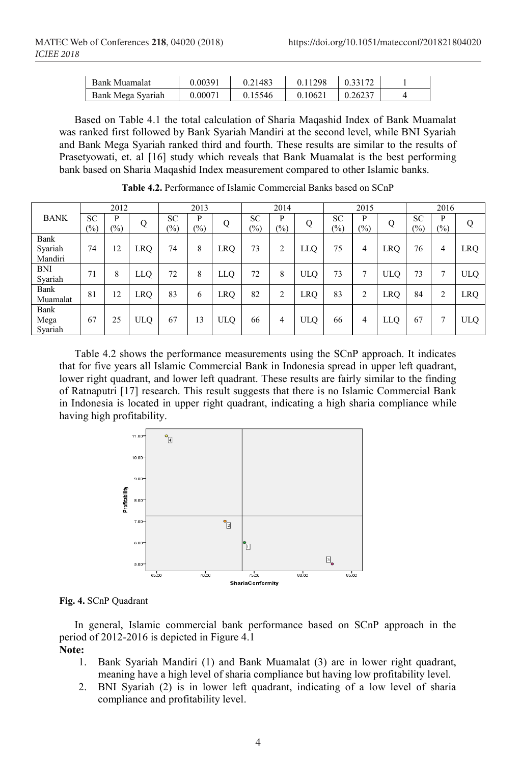| Bank Muamalat | 0.00391 | 0.21483 | 0.11298 | 0.33172 | 1 |
|---|---|---|---|---|---|
| Bank Mega Syariah | 0.00071 | 0.15546 | 0.10621 | 0.26237 | 4 |

Based on Table 4.1 the total calculation of Sharia Maqashid Index of Bank Muamalat was ranked first followed by Bank Syariah Mandiri at the second level, while BNI Syariah and Bank Mega Syariah ranked third and fourth. These results are similar to the results of Prasetyowati, et. al [16] study which reveals that Bank Muamalat is the best performing bank based on Sharia Maqashid Index measurement compared to other Islamic banks.

**Table 4.2.** Performance of Islamic Commercial Banks based on SCnP

| BANK | 2012 | | | 2013 | | | 2014 | | | 2015 | | | 2016 | | |
|---|---|---|---|---|---|---|---|---|---|---|---|---|---|---|---|
| | SC (%) | P (%) | Q | SC (%) | P (%) | Q | SC (%) | P (%) | Q | SC (%) | P (%) | Q | SC (%) | P (%) | Q |
| Bank Syariah Mandiri | 74 | 12 | LRQ | 74 | 8 | LRQ | 73 | 2 | LLQ | 75 | 4 | LRQ | 76 | 4 | LRQ |
| BNI Syariah | 71 | 8 | LLQ | 72 | 8 | LLQ | 72 | 8 | ULQ | 73 | 7 | ULQ | 73 | 7 | ULQ |
| Bank Muamalat | 81 | 12 | LRQ | 83 | 6 | LRQ | 82 | 2 | LRQ | 83 | 2 | LRQ | 84 | 2 | LRQ |
| Bank Mega Syariah | 67 | 25 | ULQ | 67 | 13 | ULQ | 66 | 4 | ULQ | 66 | 4 | LLQ | 67 | 7 | ULQ |

Table 4.2 shows the performance measurements using the SCnP approach. It indicates that for five years all Islamic Commercial Bank in Indonesia spread in upper left quadrant, lower right quadrant, and lower left quadrant. These results are fairly similar to the finding of Ratnaputri [17] research. This result suggests that there is no Islamic Commercial Bank in Indonesia is located in upper right quadrant, indicating a high sharia compliance while having high profitability.

**Fig. 4.** SCnP Quadrant

In general, Islamic commercial bank performance based on SCnP approach in the period of 2012-2016 is depicted in Figure 4.1

**Note:**

1. Bank Syariah Mandiri (1) and Bank Muamalat (3) are in lower right quadrant, meaning have a high level of sharia compliance but having low profitability level.
2. BNI Syariah (2) is in lower left quadrant, indicating of a low level of sharia compliance and profitability level.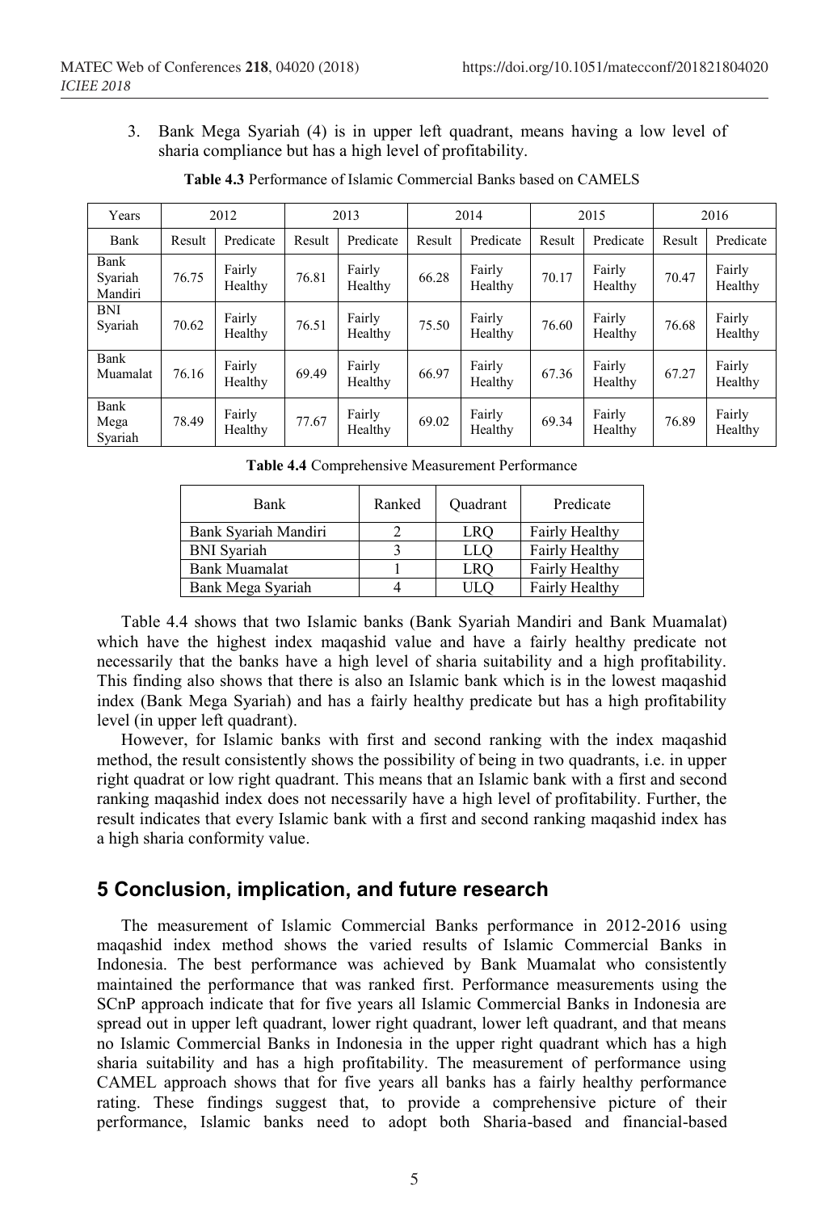3. Bank Mega Syariah (4) is in upper left quadrant, means having a low level of sharia compliance but has a high level of profitability.

**Table 4.3** Performance of Islamic Commercial Banks based on CAMELS

| Years | 2012 | | 2013 | | 2014 | | 2015 | | 2016 | |
|---|---|---|---|---|---|---|---|---|---|---|
| Bank | Result | Predicate | Result | Predicate | Result | Predicate | Result | Predicate | Result | Predicate |
| Bank Syariah Mandiri | 76.75 | Fairly Healthy | 76.81 | Fairly Healthy | 66.28 | Fairly Healthy | 70.17 | Fairly Healthy | 70.47 | Fairly Healthy |
| BNI Syariah | 70.62 | Fairly Healthy | 76.51 | Fairly Healthy | 75.50 | Fairly Healthy | 76.60 | Fairly Healthy | 76.68 | Fairly Healthy |
| Bank Muamalat | 76.16 | Fairly Healthy | 69.49 | Fairly Healthy | 66.97 | Fairly Healthy | 67.36 | Fairly Healthy | 67.27 | Fairly Healthy |
| Bank Mega Syariah | 78.49 | Fairly Healthy | 77.67 | Fairly Healthy | 69.02 | Fairly Healthy | 69.34 | Fairly Healthy | 76.89 | Fairly Healthy |

**Table 4.4** Comprehensive Measurement Performance

| Bank | Ranked | Quadrant | Predicate |
|---|---|---|---|
| Bank Syariah Mandiri | 2 | LRQ | Fairly Healthy |
| BNI Syariah | 3 | LLQ | Fairly Healthy |
| Bank Muamalat | 1 | LRQ | Fairly Healthy |
| Bank Mega Syariah | 4 | ULQ | Fairly Healthy |

Table 4.4 shows that two Islamic banks (Bank Syariah Mandiri and Bank Muamalat) which have the highest index maqashid value and have a fairly healthy predicate not necessarily that the banks have a high level of sharia suitability and a high profitability. This finding also shows that there is also an Islamic bank which is in the lowest maqashid index (Bank Mega Syariah) and has a fairly healthy predicate but has a high profitability level (in upper left quadrant).

However, for Islamic banks with first and second ranking with the index maqashid method, the result consistently shows the possibility of being in two quadrants, i.e. in upper right quadrat or low right quadrant. This means that an Islamic bank with a first and second ranking maqashid index does not necessarily have a high level of profitability. Further, the result indicates that every Islamic bank with a first and second ranking maqashid index has a high sharia conformity value.

## 5 Conclusion, implication, and future research

The measurement of Islamic Commercial Banks performance in 2012-2016 using maqashid index method shows the varied results of Islamic Commercial Banks in Indonesia. The best performance was achieved by Bank Muamalat who consistently maintained the performance that was ranked first. Performance measurements using the SCnP approach indicate that for five years all Islamic Commercial Banks in Indonesia are spread out in upper left quadrant, lower right quadrant, lower left quadrant, and that means no Islamic Commercial Banks in Indonesia in the upper right quadrant which has a high sharia suitability and has a high profitability. The measurement of performance using CAMEL approach shows that for five years all banks has a fairly healthy performance rating. These findings suggest that, to provide a comprehensive picture of their performance, Islamic banks need to adopt both Sharia-based and financial-based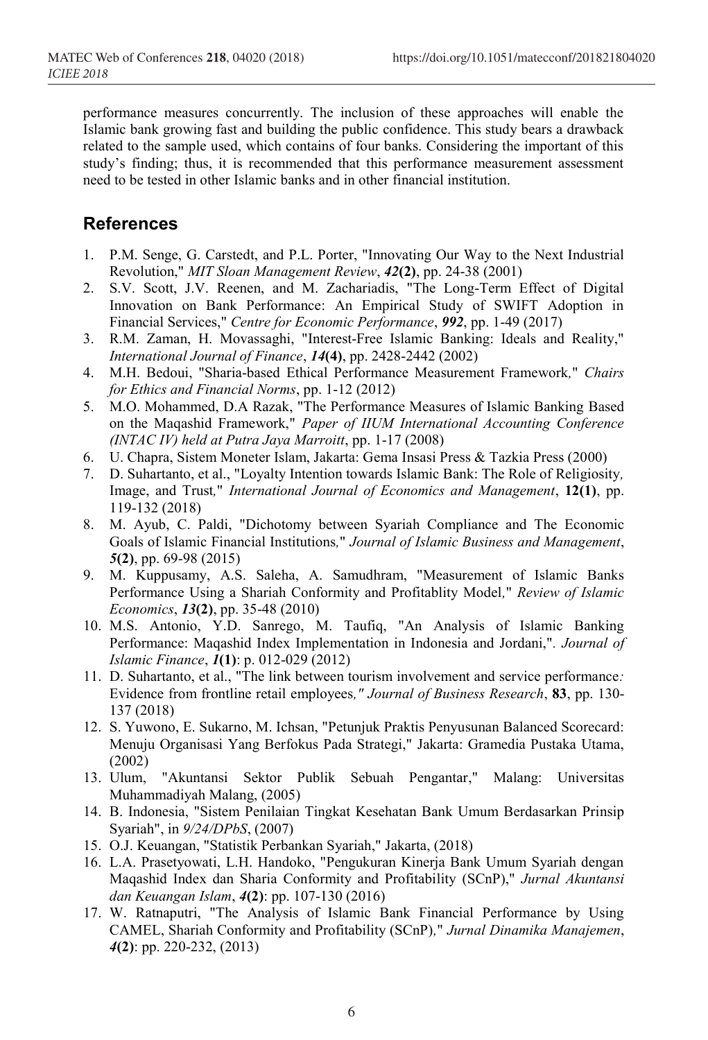performance measures concurrently. The inclusion of these approaches will enable the Islamic bank growing fast and building the public confidence. This study bears a drawback related to the sample used, which contains of four banks. Considering the important of this study's finding; thus, it is recommended that this performance measurement assessment need to be tested in other Islamic banks and in other financial institution.

## References

1. P.M. Senge, G. Carstedt, and P.L. Porter, "Innovating Our Way to the Next Industrial Revolution," *MIT Sloan Management Review*, ***42*(2)**, pp. 24-38 (2001)
2. S.V. Scott, J.V. Reenen, and M. Zachariadis, "The Long-Term Effect of Digital Innovation on Bank Performance: An Empirical Study of SWIFT Adoption in Financial Services," *Centre for Economic Performance*, ***992***, pp. 1-49 (2017)
3. R.M. Zaman, H. Movassaghi, "Interest-Free Islamic Banking: Ideals and Reality," *International Journal of Finance*, ***14*(4)**, pp. 2428-2442 (2002)
4. M.H. Bedoui, "Sharia-based Ethical Performance Measurement Framework," *Chairs for Ethics and Financial Norms*, pp. 1-12 (2012)
5. M.O. Mohammed, D.A Razak, "The Performance Measures of Islamic Banking Based on the Maqashid Framework," *Paper of IIUM International Accounting Conference (INTAC IV) held at Putra Jaya Marroitt*, pp. 1-17 (2008)
6. U. Chapra, Sistem Moneter Islam, Jakarta: Gema Insasi Press & Tazkia Press (2000)
7. D. Suhartanto, et al., "Loyalty Intention towards Islamic Bank: The Role of Religiosity, Image, and Trust," *International Journal of Economics and Management*, **12(1)**, pp. 119-132 (2018)
8. M. Ayub, C. Paldi, "Dichotomy between Syariah Compliance and The Economic Goals of Islamic Financial Institutions," *Journal of Islamic Business and Management*, ***5*(2)**, pp. 69-98 (2015)
9. M. Kuppusamy, A.S. Saleha, A. Samudhram, "Measurement of Islamic Banks Performance Using a Shariah Conformity and Profitablity Model," *Review of Islamic Economics*, ***13*(2)**, pp. 35-48 (2010)
10. M.S. Antonio, Y.D. Sanrego, M. Taufiq, "An Analysis of Islamic Banking Performance: Maqashid Index Implementation in Indonesia and Jordani,". *Journal of Islamic Finance*, ***1*(1)**: p. 012-029 (2012)
11. D. Suhartanto, et al., "The link between tourism involvement and service performance: Evidence from frontline retail employees," *Journal of Business Research*, **83**, pp. 130-137 (2018)
12. S. Yuwono, E. Sukarno, M. Ichsan, "Petunjuk Praktis Penyusunan Balanced Scorecard: Menuju Organisasi Yang Berfokus Pada Strategi," Jakarta: Gramedia Pustaka Utama, (2002)
13. Ulum, "Akuntansi Sektor Publik Sebuah Pengantar," Malang: Universitas Muhammadiyah Malang, (2005)
14. B. Indonesia, "Sistem Penilaian Tingkat Kesehatan Bank Umum Berdasarkan Prinsip Syariah", in *9/24/DPbS*, (2007)
15. O.J. Keuangan, "Statistik Perbankan Syariah," Jakarta, (2018)
16. L.A. Prasetyowati, L.H. Handoko, "Pengukuran Kinerja Bank Umum Syariah dengan Maqashid Index dan Sharia Conformity and Profitability (SCnP)," *Jurnal Akuntansi dan Keuangan Islam*, ***4*(2)**: pp. 107-130 (2016)
17. W. Ratnaputri, "The Analysis of Islamic Bank Financial Performance by Using CAMEL, Shariah Conformity and Profitability (SCnP)," *Jurnal Dinamika Manajemen*, ***4*(2)**: pp. 220-232, (2013)